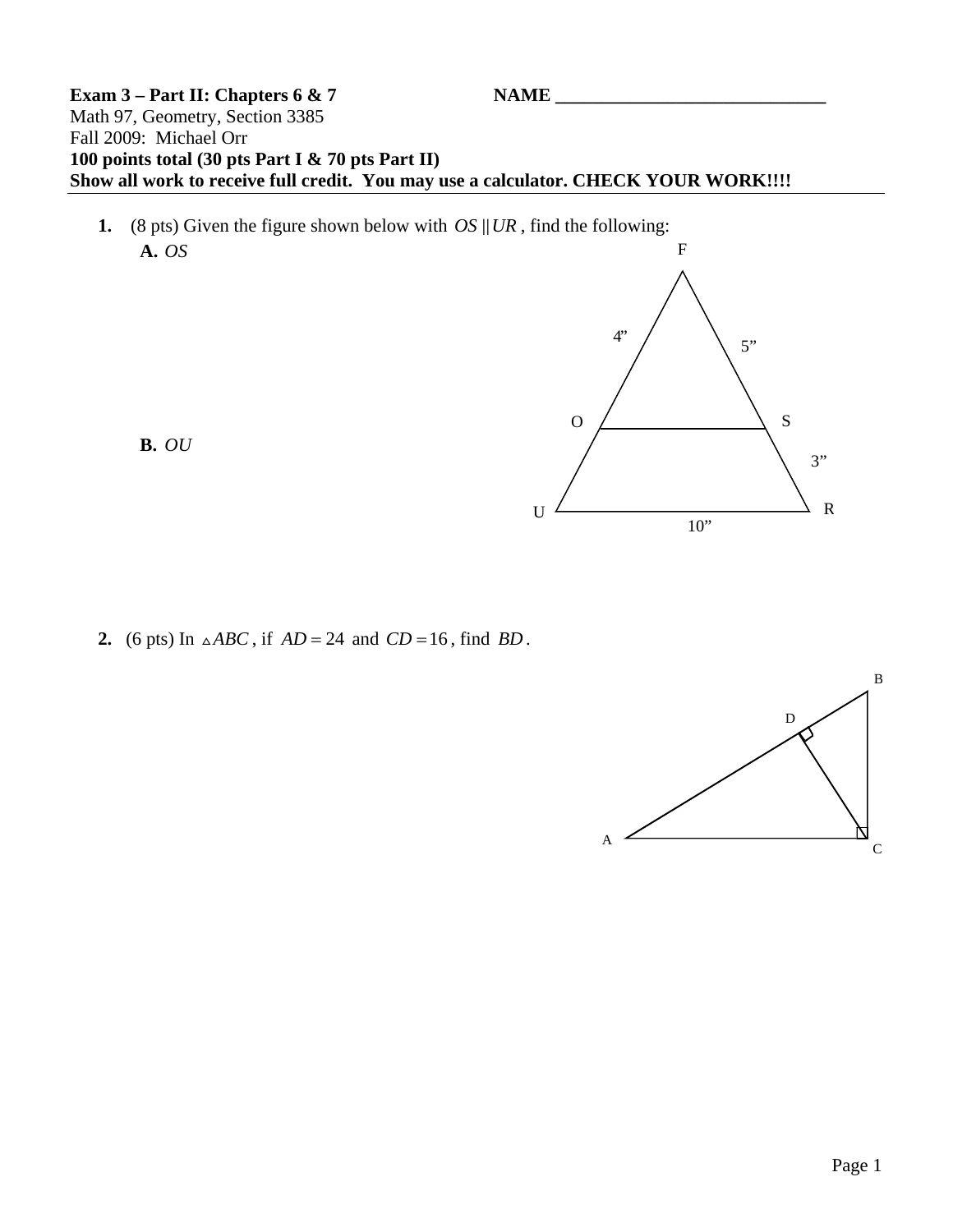**Exam 3 – Part II: Chapters 6 & 7** **NAME \_\_\_\_\_\_\_\_\_\_\_\_\_\_\_\_\_\_\_\_\_\_\_\_\_\_\_\_\_\_**

Math 97, Geometry, Section 3385

Fall 2009: Michael Orr

**100 points total (30 pts Part I & 70 pts Part II)**

**Show all work to receive full credit. You may use a calculator. CHECK YOUR WORK!!!!**

---

1. (8 pts) Given the figure shown below with $OS \parallel UR$, find the following:

   **A.** $OS$

   **B.** $OU$

   F

   4”

   5”

   O S

   3”

   U R

   10”

2. (6 pts) In $\triangle ABC$, if $AD = 24$ and $CD = 16$, find $BD$.

   B

   D

   A C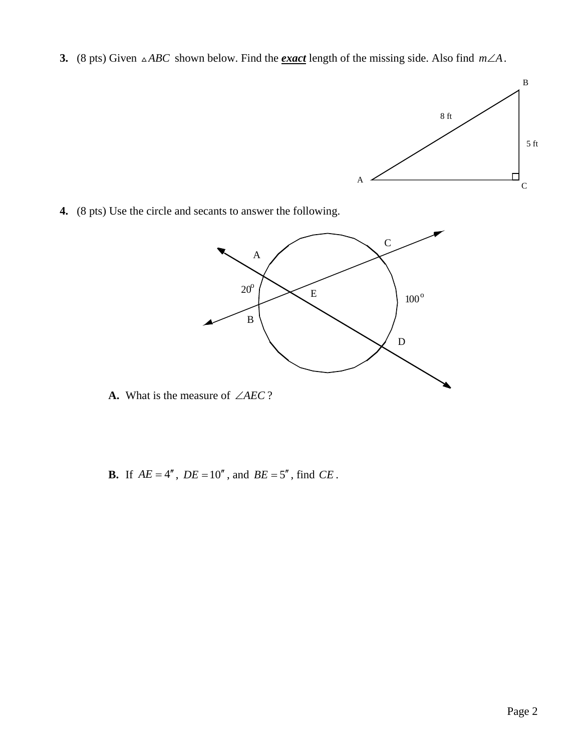**3.** (8 pts) Given $\triangle ABC$ shown below. Find the ***exact*** length of the missing side. Also find $m\angle A$.

**4.** (8 pts) Use the circle and secants to answer the following.

**A.** What is the measure of $\angle AEC$?

**B.** If $AE = 4''$, $DE = 10''$, and $BE = 5''$, find $CE$.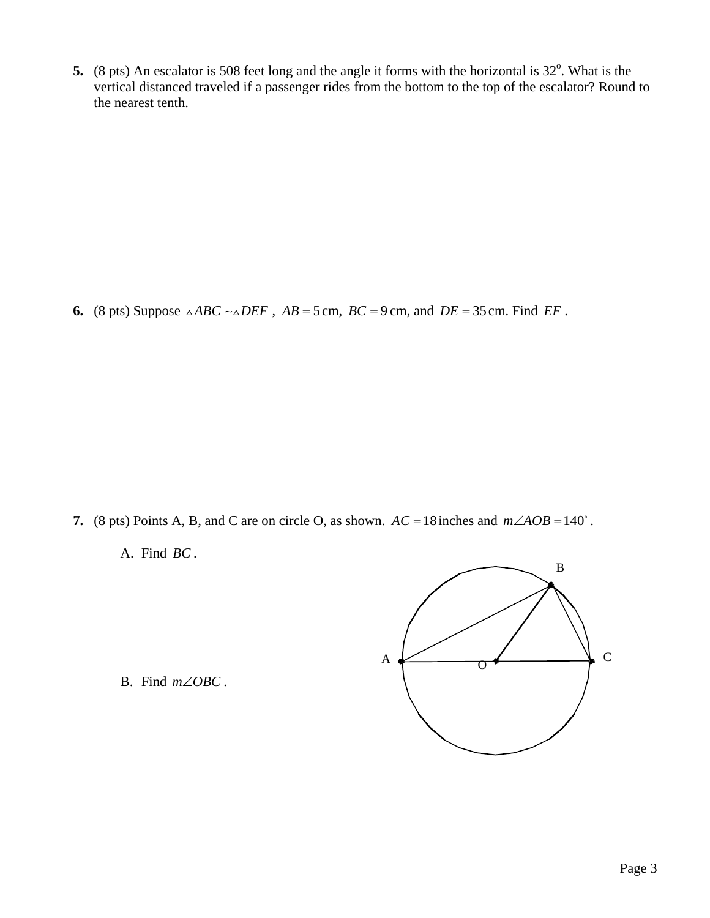**5.** (8 pts) An escalator is 508 feet long and the angle it forms with the horizontal is $32^{o}$. What is the vertical distanced traveled if a passenger rides from the bottom to the top of the escalator? Round to the nearest tenth.

**6.** (8 pts) Suppose $\triangle ABC \sim \triangle DEF$ , $AB = 5$ cm, $BC = 9$ cm, and $DE = 35$ cm. Find $EF$ .

**7.** (8 pts) Points A, B, and C are on circle O, as shown. $AC = 18$ inches and $m\angle AOB = 140^{\circ}$ .

A. Find $BC$ .

B. Find $m\angle OBC$ .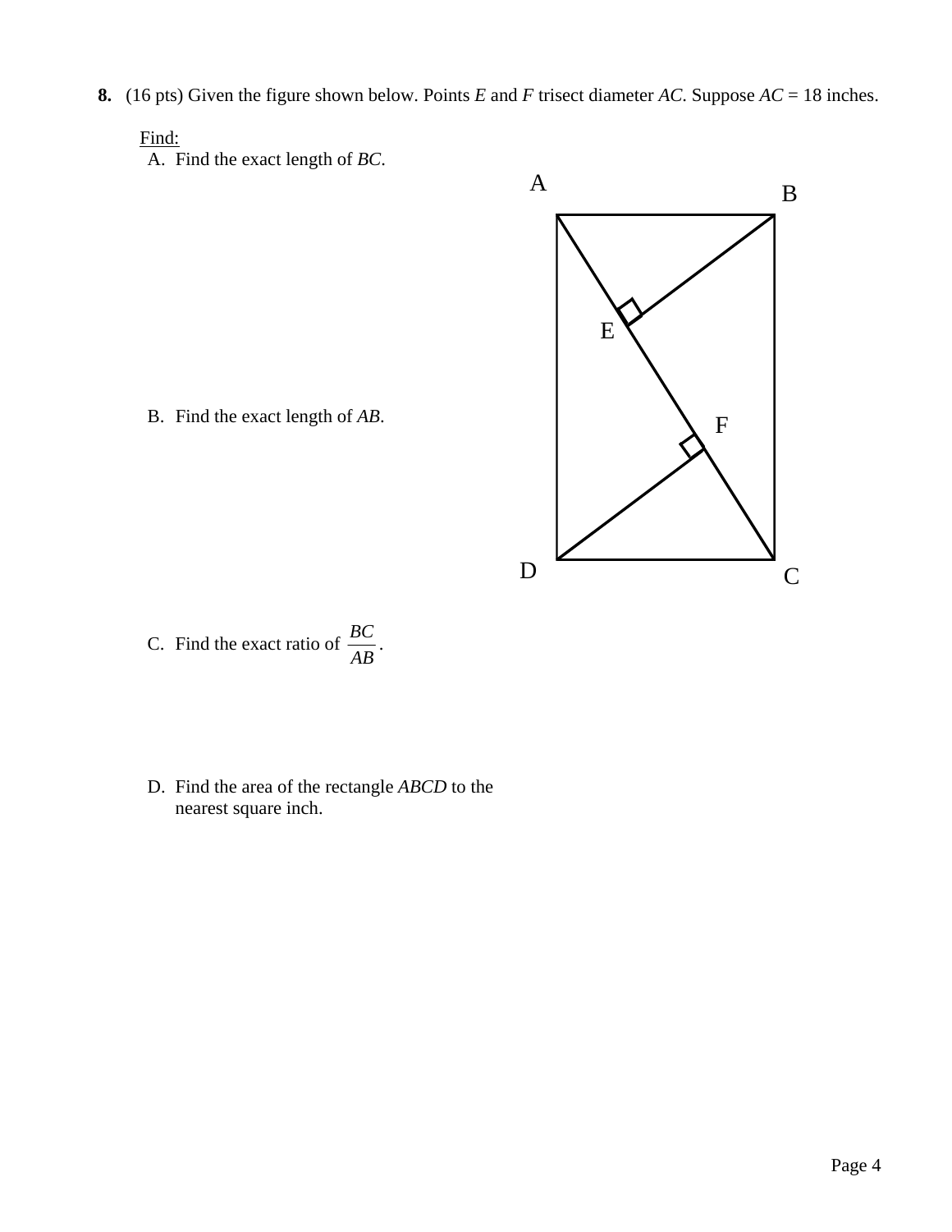**8.** (16 pts) Given the figure shown below. Points $E$ and $F$ trisect diameter $AC$. Suppose $AC = 18$ inches.

Find:

A. Find the exact length of $BC$.

B. Find the exact length of $AB$.

C. Find the exact ratio of $\frac{BC}{AB}$.

D. Find the area of the rectangle $ABCD$ to the nearest square inch.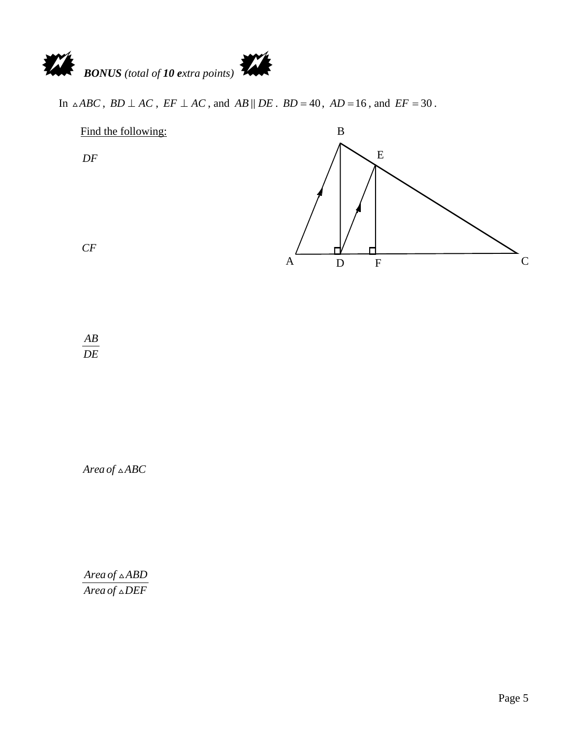**BONUS** *(total of* ***10 e****xtra points)*

In $\triangle ABC$, $BD \perp AC$, $EF \perp AC$, and $AB \parallel DE$. $BD = 40$, $AD = 16$, and $EF = 30$.

Find the following:

B

E

A

D

F

C

$DF$

$CF$

$\dfrac{AB}{DE}$

$Area\,of \triangle ABC$

$\dfrac{Area\,of \triangle ABD}{Area\,of \triangle DEF}$